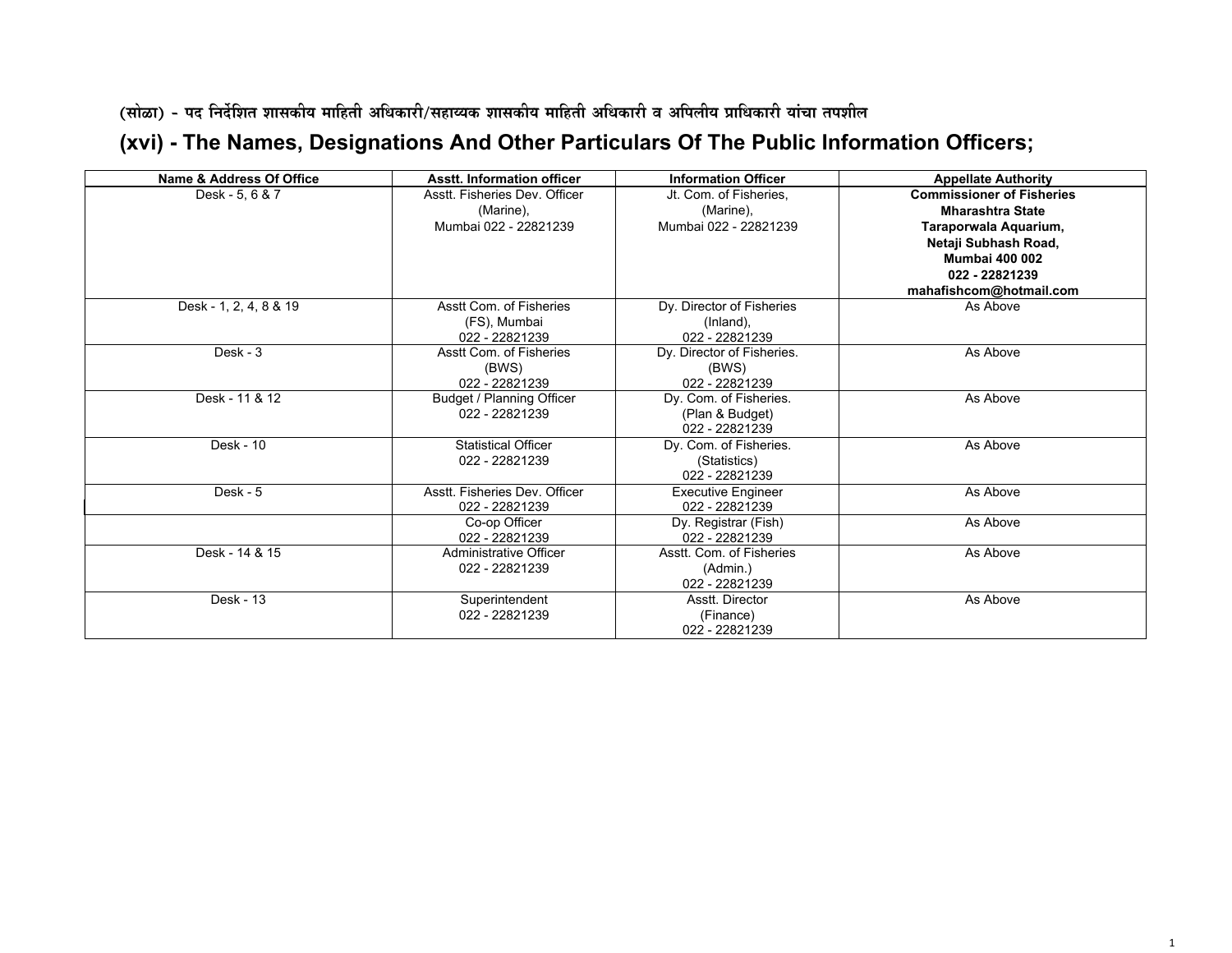(सोळा) - पद निर्देशित शासकीय माहिती अधिकारी/सहाय्यक शासकीय माहिती अधिकारी व अपिलीय प्राधिकारी यांचा तपशील

## (xvi) - The Names, Designations And Other Particulars Of The Public Information Officers;

| Name & Address Of Office | Asstt. Information officer | Information Officer | Appellate Authority |
|---|---|---|---|
| Desk - 5, 6 & 7 | Asstt. Fisheries Dev. Officer (Marine), Mumbai 022 - 22821239 | Jt. Com. of Fisheries, (Marine), Mumbai 022 - 22821239 | **Commissioner of Fisheries Mharashtra State Taraporwala Aquarium, Netaji Subhash Road, Mumbai 400 002 022 - 22821239 mahafishcom@hotmail.com** |
| Desk - 1, 2, 4, 8 & 19 | Asstt Com. of Fisheries (FS), Mumbai 022 - 22821239 | Dy. Director of Fisheries (Inland), 022 - 22821239 | As Above |
| Desk - 3 | Asstt Com. of Fisheries (BWS) 022 - 22821239 | Dy. Director of Fisheries. (BWS) 022 - 22821239 | As Above |
| Desk - 11 & 12 | Budget / Planning Officer 022 - 22821239 | Dy. Com. of Fisheries. (Plan & Budget) 022 - 22821239 | As Above |
| Desk - 10 | Statistical Officer 022 - 22821239 | Dy. Com. of Fisheries. (Statistics) 022 - 22821239 | As Above |
| Desk - 5 | Asstt. Fisheries Dev. Officer 022 - 22821239 | Executive Engineer 022 - 22821239 | As Above |
| | Co-op Officer 022 - 22821239 | Dy. Registrar (Fish) 022 - 22821239 | As Above |
| Desk - 14 & 15 | Administrative Officer 022 - 22821239 | Asstt. Com. of Fisheries (Admin.) 022 - 22821239 | As Above |
| Desk - 13 | Superintendent 022 - 22821239 | Asstt. Director (Finance) 022 - 22821239 | As Above |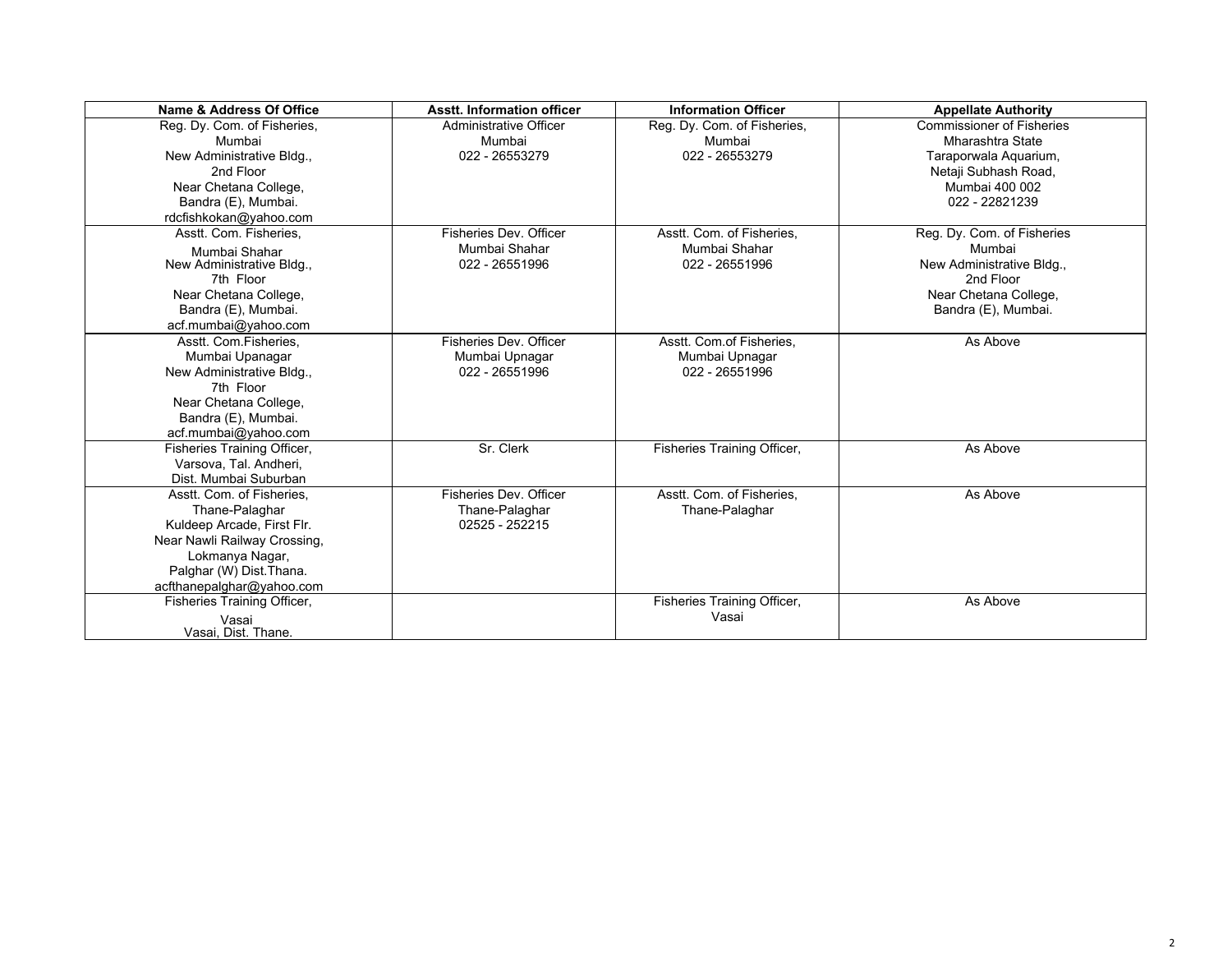| Name & Address Of Office | Asstt. Information officer | Information Officer | Appellate Authority |
|---|---|---|---|
| Reg. Dy. Com. of Fisheries, Mumbai New Administrative Bldg., 2nd Floor Near Chetana College, Bandra (E), Mumbai. rdcfishkokan@yahoo.com | Administrative Officer Mumbai 022 - 26553279 | Reg. Dy. Com. of Fisheries, Mumbai 022 - 26553279 | Commissioner of Fisheries Mharashtra State Taraporwala Aquarium, Netaji Subhash Road, Mumbai 400 002 022 - 22821239 |
| Asstt. Com. Fisheries, Mumbai Shahar New Administrative Bldg., 7th Floor Near Chetana College, Bandra (E), Mumbai. acf.mumbai@yahoo.com | Fisheries Dev. Officer Mumbai Shahar 022 - 26551996 | Asstt. Com. of Fisheries, Mumbai Shahar 022 - 26551996 | Reg. Dy. Com. of Fisheries Mumbai New Administrative Bldg., 2nd Floor Near Chetana College, Bandra (E), Mumbai. |
| Asstt. Com.Fisheries, Mumbai Upanagar New Administrative Bldg., 7th Floor Near Chetana College, Bandra (E), Mumbai. acf.mumbai@yahoo.com | Fisheries Dev. Officer Mumbai Upnagar 022 - 26551996 | Asstt. Com.of Fisheries, Mumbai Upnagar 022 - 26551996 | As Above |
| Fisheries Training Officer, Varsova, Tal. Andheri, Dist. Mumbai Suburban | Sr. Clerk | Fisheries Training Officer, | As Above |
| Asstt. Com. of Fisheries, Thane-Palaghar Kuldeep Arcade, First Flr. Near Nawli Railway Crossing, Lokmanya Nagar, Palghar (W) Dist.Thana. acfthanepalghar@yahoo.com | Fisheries Dev. Officer Thane-Palaghar 02525 - 252215 | Asstt. Com. of Fisheries, Thane-Palaghar | As Above |
| Fisheries Training Officer, Vasai Vasai, Dist. Thane. | | Fisheries Training Officer, Vasai | As Above |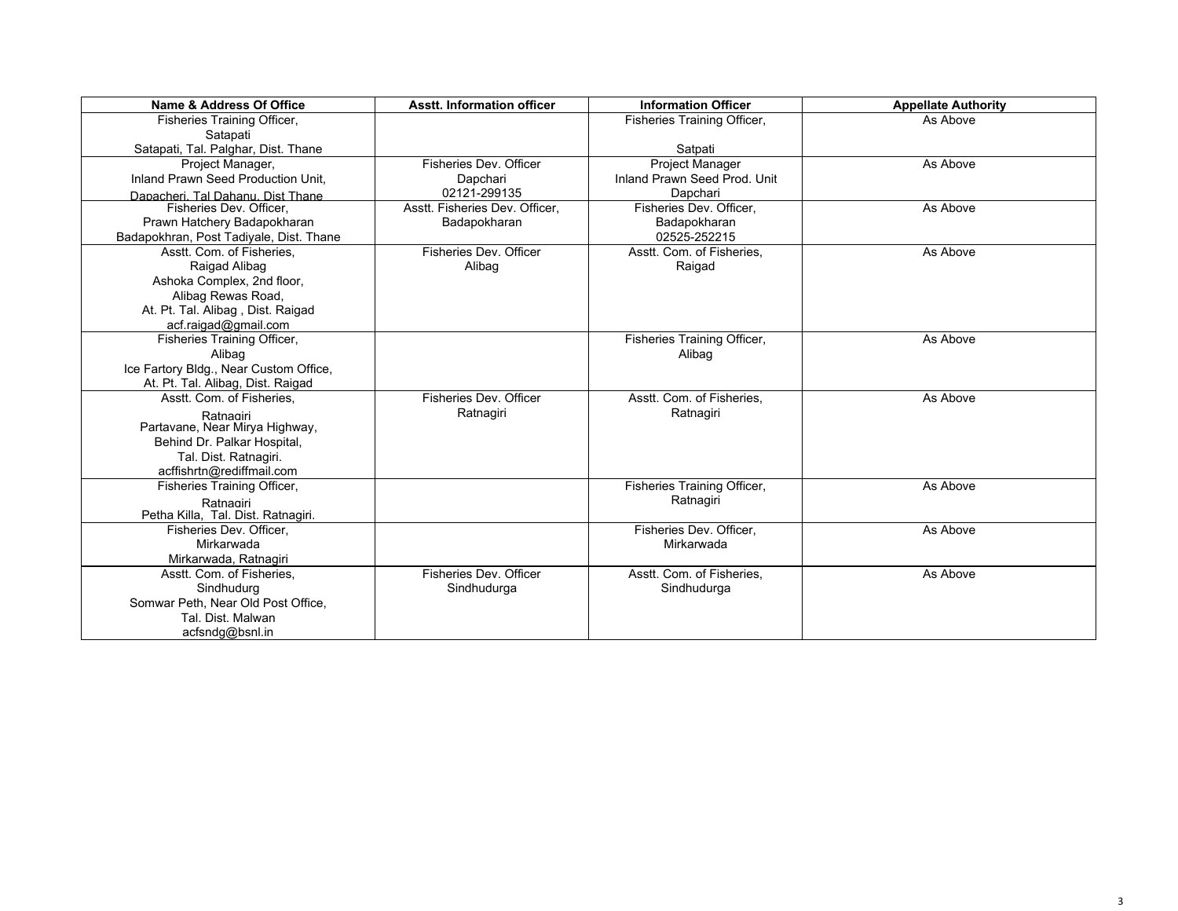| Name & Address Of Office | Asstt. Information officer | Information Officer | Appellate Authority |
|---|---|---|---|
| Fisheries Training Officer,<br>Satapati<br>Satapati, Tal. Palghar, Dist. Thane | | Fisheries Training Officer,<br><br>Satpati | As Above |
| Project Manager,<br>Inland Prawn Seed Production Unit,<br>Dapacheri, Tal Dahanu, Dist Thane | Fisheries Dev. Officer<br>Dapchari<br>02121-299135 | Project Manager<br>Inland Prawn Seed Prod. Unit<br>Dapchari | As Above |
| Fisheries Dev. Officer,<br>Prawn Hatchery Badapokharan<br>Badapokhran, Post Tadiyale, Dist. Thane | Asstt. Fisheries Dev. Officer,<br>Badapokharan | Fisheries Dev. Officer,<br>Badapokharan<br>02525-252215 | As Above |
| Asstt. Com. of Fisheries,<br>Raigad Alibag<br>Ashoka Complex, 2nd floor,<br>Alibag Rewas Road,<br>At. Pt. Tal. Alibag , Dist. Raigad<br>acf.raigad@gmail.com | Fisheries Dev. Officer<br>Alibag | Asstt. Com. of Fisheries,<br>Raigad | As Above |
| Fisheries Training Officer,<br>Alibag<br>Ice Fartory Bldg., Near Custom Office,<br>At. Pt. Tal. Alibag, Dist. Raigad | | Fisheries Training Officer,<br>Alibag | As Above |
| Asstt. Com. of Fisheries,<br>Ratnagiri<br>Partavane, Near Mirya Highway,<br>Behind Dr. Palkar Hospital,<br>Tal. Dist. Ratnagiri.<br>acffishrtn@rediffmail.com | Fisheries Dev. Officer<br>Ratnagiri | Asstt. Com. of Fisheries,<br>Ratnagiri | As Above |
| Fisheries Training Officer,<br>Ratnagiri<br>Petha Killa, Tal. Dist. Ratnagiri. | | Fisheries Training Officer,<br>Ratnagiri | As Above |
| Fisheries Dev. Officer,<br>Mirkarwada<br>Mirkarwada, Ratnagiri | | Fisheries Dev. Officer,<br>Mirkarwada | As Above |
| Asstt. Com. of Fisheries,<br>Sindhudurg<br>Somwar Peth, Near Old Post Office,<br>Tal. Dist. Malwan<br>acfsndg@bsnl.in | Fisheries Dev. Officer<br>Sindhudurga | Asstt. Com. of Fisheries,<br>Sindhudurga | As Above |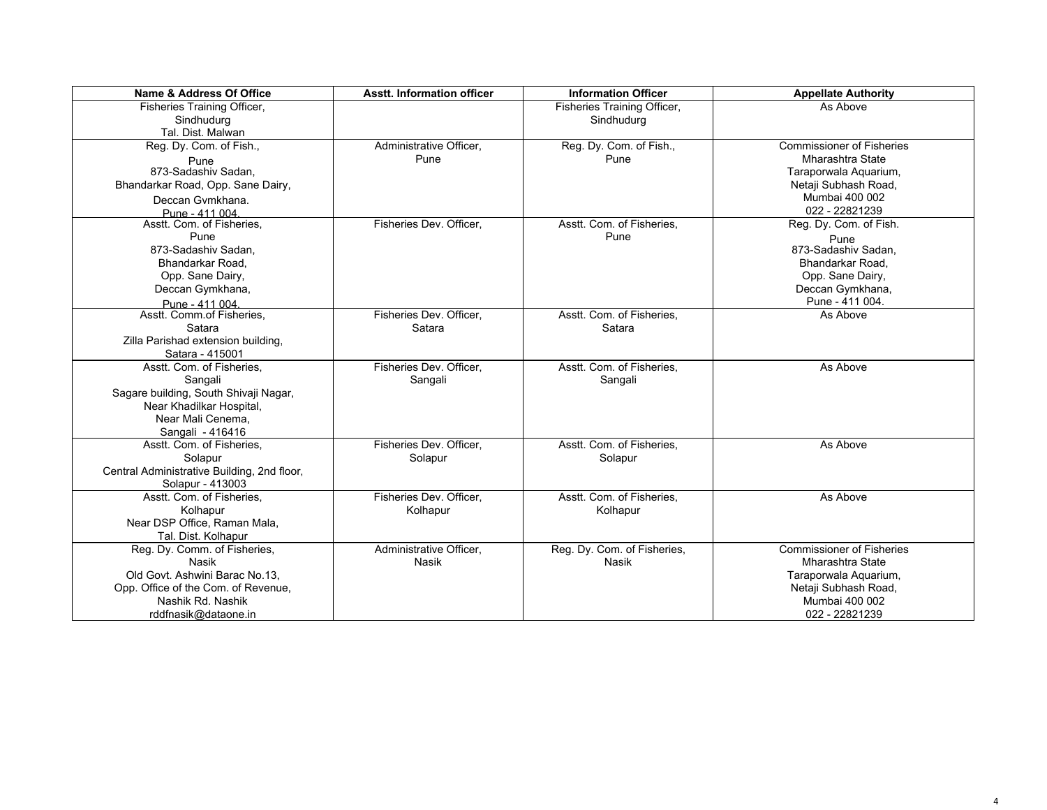| Name & Address Of Office | Asstt. Information officer | Information Officer | Appellate Authority |
|---|---|---|---|
| Fisheries Training Officer, Sindhudurg Tal. Dist. Malwan | | Fisheries Training Officer, Sindhudurg | As Above |
| Reg. Dy. Com. of Fish., Pune 873-Sadashiv Sadan, Bhandarkar Road, Opp. Sane Dairy, Deccan Gvmkhana. Pune - 411 004. | Administrative Officer, Pune | Reg. Dy. Com. of Fish., Pune | Commissioner of Fisheries Mharashtra State Taraporwala Aquarium, Netaji Subhash Road, Mumbai 400 002 022 - 22821239 |
| Asstt. Com. of Fisheries, Pune 873-Sadashiv Sadan, Bhandarkar Road, Opp. Sane Dairy, Deccan Gymkhana, Pune - 411 004. | Fisheries Dev. Officer, | Asstt. Com. of Fisheries, Pune | Reg. Dy. Com. of Fish. Pune 873-Sadashiv Sadan, Bhandarkar Road, Opp. Sane Dairy, Deccan Gymkhana, Pune - 411 004. |
| Asstt. Comm.of Fisheries, Satara Zilla Parishad extension building, Satara - 415001 | Fisheries Dev. Officer, Satara | Asstt. Com. of Fisheries, Satara | As Above |
| Asstt. Com. of Fisheries, Sangali Sagare building, South Shivaji Nagar, Near Khadilkar Hospital, Near Mali Cenema, Sangali - 416416 | Fisheries Dev. Officer, Sangali | Asstt. Com. of Fisheries, Sangali | As Above |
| Asstt. Com. of Fisheries, Solapur Central Administrative Building, 2nd floor, Solapur - 413003 | Fisheries Dev. Officer, Solapur | Asstt. Com. of Fisheries, Solapur | As Above |
| Asstt. Com. of Fisheries, Kolhapur Near DSP Office, Raman Mala, Tal. Dist. Kolhapur | Fisheries Dev. Officer, Kolhapur | Asstt. Com. of Fisheries, Kolhapur | As Above |
| Reg. Dy. Comm. of Fisheries, Nasik Old Govt. Ashwini Barac No.13, Opp. Office of the Com. of Revenue, Nashik Rd. Nashik rddfnasik@dataone.in | Administrative Officer, Nasik | Reg. Dy. Com. of Fisheries, Nasik | Commissioner of Fisheries Mharashtra State Taraporwala Aquarium, Netaji Subhash Road, Mumbai 400 002 022 - 22821239 |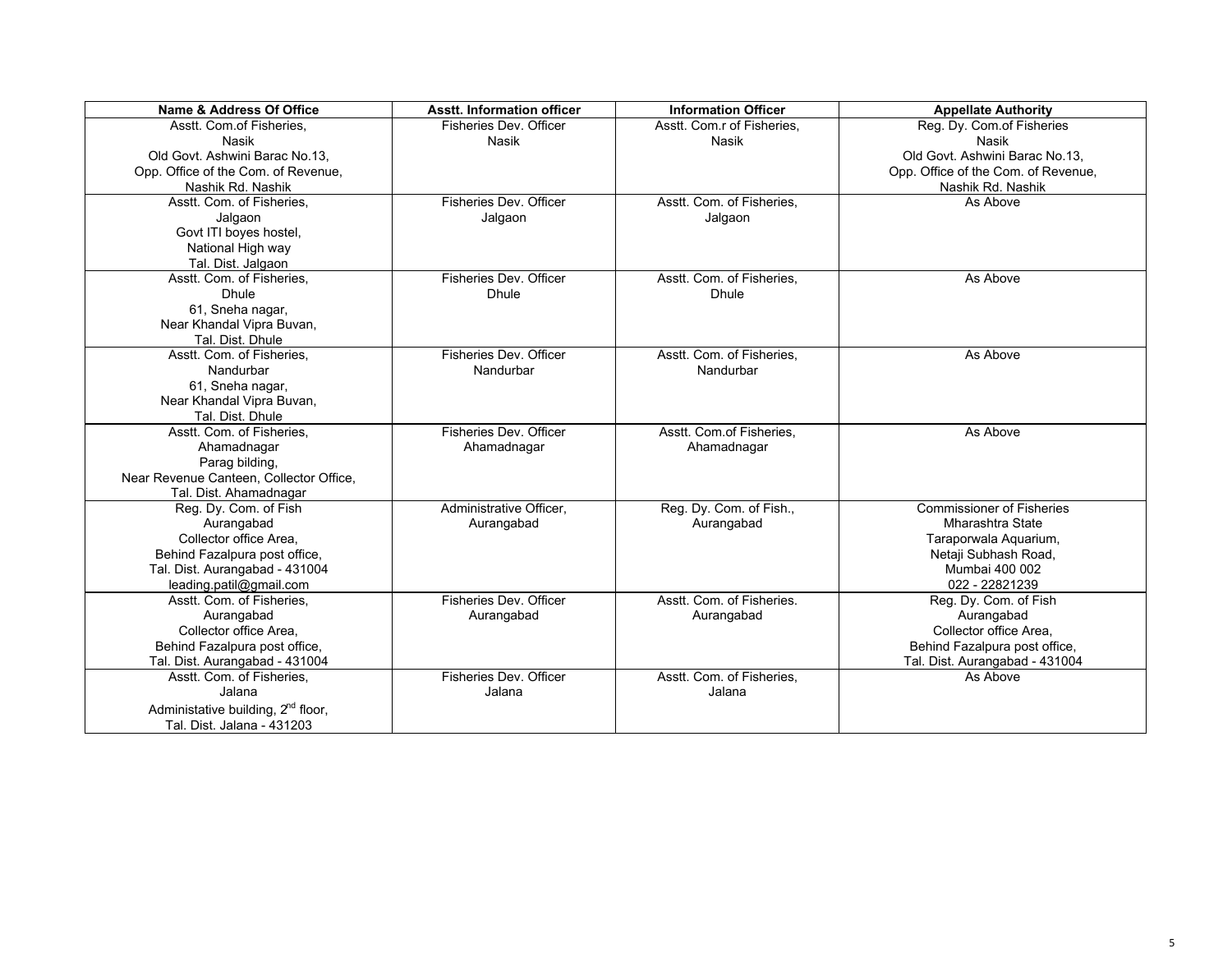| Name & Address Of Office | Asstt. Information officer | Information Officer | Appellate Authority |
|---|---|---|---|
| Asstt. Com.of Fisheries,<br>Nasik<br>Old Govt. Ashwini Barac No.13,<br>Opp. Office of the Com. of Revenue,<br>Nashik Rd. Nashik | Fisheries Dev. Officer<br>Nasik | Asstt. Com.r of Fisheries,<br>Nasik | Reg. Dy. Com.of Fisheries<br>Nasik<br>Old Govt. Ashwini Barac No.13,<br>Opp. Office of the Com. of Revenue,<br>Nashik Rd. Nashik |
| Asstt. Com. of Fisheries,<br>Jalgaon<br>Govt ITI boyes hostel,<br>National High way<br>Tal. Dist. Jalgaon | Fisheries Dev. Officer<br>Jalgaon | Asstt. Com. of Fisheries,<br>Jalgaon | As Above |
| Asstt. Com. of Fisheries,<br>Dhule<br>61, Sneha nagar,<br>Near Khandal Vipra Buvan,<br>Tal. Dist. Dhule | Fisheries Dev. Officer<br>Dhule | Asstt. Com. of Fisheries,<br>Dhule | As Above |
| Asstt. Com. of Fisheries,<br>Nandurbar<br>61, Sneha nagar,<br>Near Khandal Vipra Buvan,<br>Tal. Dist. Dhule | Fisheries Dev. Officer<br>Nandurbar | Asstt. Com. of Fisheries,<br>Nandurbar | As Above |
| Asstt. Com. of Fisheries,<br>Ahamadnagar<br>Parag bilding,<br>Near Revenue Canteen, Collector Office,<br>Tal. Dist. Ahamadnagar | Fisheries Dev. Officer<br>Ahamadnagar | Asstt. Com.of Fisheries,<br>Ahamadnagar | As Above |
| Reg. Dy. Com. of Fish<br>Aurangabad<br>Collector office Area,<br>Behind Fazalpura post office,<br>Tal. Dist. Aurangabad - 431004<br>leading.patil@gmail.com | Administrative Officer,<br>Aurangabad | Reg. Dy. Com. of Fish.,<br>Aurangabad | Commissioner of Fisheries<br>Mharashtra State<br>Taraporwala Aquarium,<br>Netaji Subhash Road,<br>Mumbai 400 002<br>022 - 22821239 |
| Asstt. Com. of Fisheries,<br>Aurangabad<br>Collector office Area,<br>Behind Fazalpura post office,<br>Tal. Dist. Aurangabad - 431004 | Fisheries Dev. Officer<br>Aurangabad | Asstt. Com. of Fisheries.<br>Aurangabad | Reg. Dy. Com. of Fish<br>Aurangabad<br>Collector office Area,<br>Behind Fazalpura post office,<br>Tal. Dist. Aurangabad - 431004 |
| Asstt. Com. of Fisheries,<br>Jalana<br>Administative building, 2nd floor,<br>Tal. Dist. Jalana - 431203 | Fisheries Dev. Officer<br>Jalana | Asstt. Com. of Fisheries,<br>Jalana | As Above |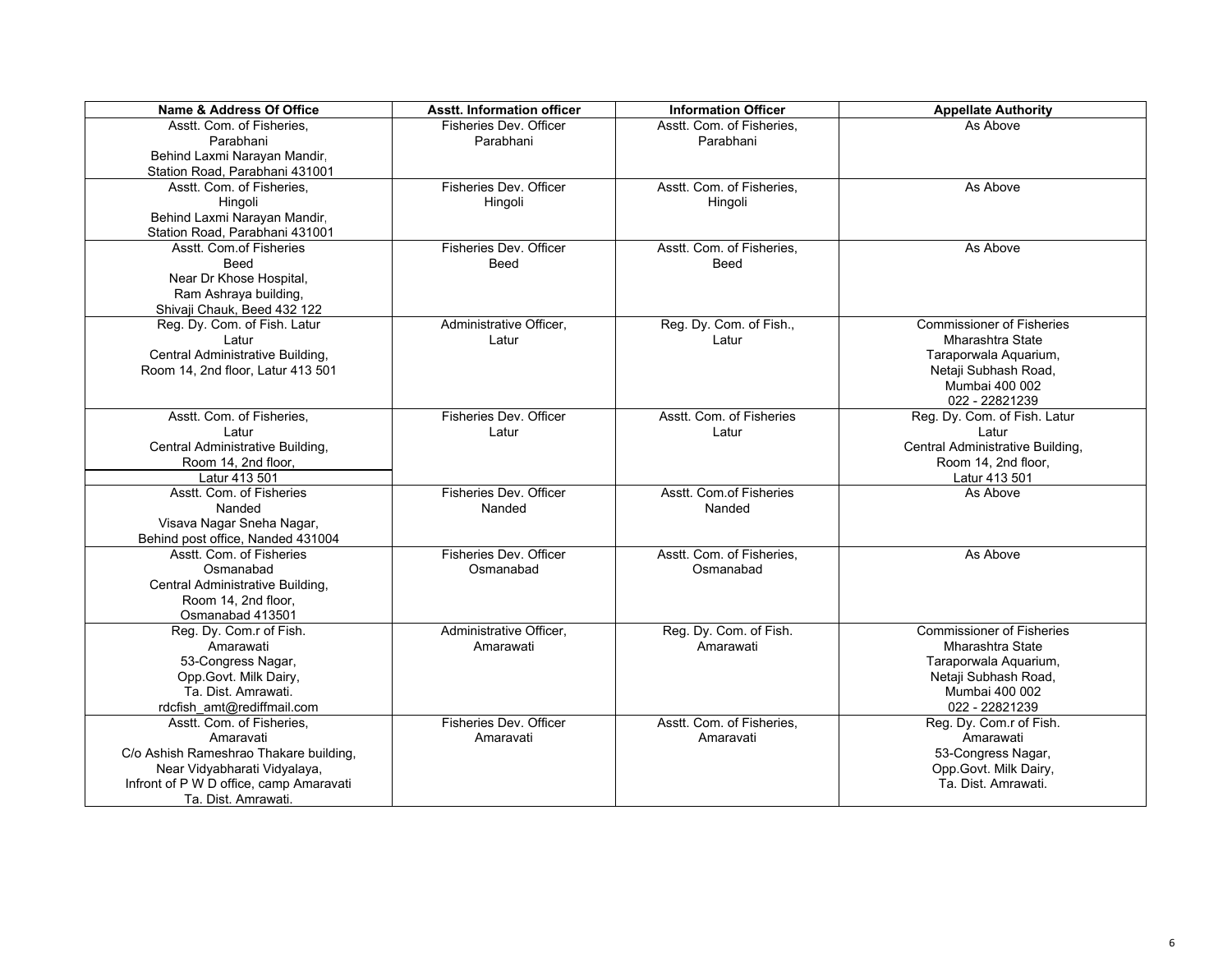| Name & Address Of Office | Asstt. Information officer | Information Officer | Appellate Authority |
|---|---|---|---|
| Asstt. Com. of Fisheries, Parabhani Behind Laxmi Narayan Mandir, Station Road, Parabhani 431001 | Fisheries Dev. Officer Parabhani | Asstt. Com. of Fisheries, Parabhani | As Above |
| Asstt. Com. of Fisheries, Hingoli Behind Laxmi Narayan Mandir, Station Road, Parabhani 431001 | Fisheries Dev. Officer Hingoli | Asstt. Com. of Fisheries, Hingoli | As Above |
| Asstt. Com.of Fisheries Beed Near Dr Khose Hospital, Ram Ashraya building, Shivaji Chauk, Beed 432 122 | Fisheries Dev. Officer Beed | Asstt. Com. of Fisheries, Beed | As Above |
| Reg. Dy. Com. of Fish. Latur Latur Central Administrative Building, Room 14, 2nd floor, Latur 413 501 | Administrative Officer, Latur | Reg. Dy. Com. of Fish., Latur | Commissioner of Fisheries Mharashtra State Taraporwala Aquarium, Netaji Subhash Road, Mumbai 400 002 022 - 22821239 |
| Asstt. Com. of Fisheries, Latur Central Administrative Building, Room 14, 2nd floor, Latur 413 501 | Fisheries Dev. Officer Latur | Asstt. Com. of Fisheries Latur | Reg. Dy. Com. of Fish. Latur Latur Central Administrative Building, Room 14, 2nd floor, Latur 413 501 |
| Asstt. Com. of Fisheries Nanded Visava Nagar Sneha Nagar, Behind post office, Nanded 431004 | Fisheries Dev. Officer Nanded | Asstt. Com.of Fisheries Nanded | As Above |
| Asstt. Com. of Fisheries Osmanabad Central Administrative Building, Room 14, 2nd floor, Osmanabad 413501 | Fisheries Dev. Officer Osmanabad | Asstt. Com. of Fisheries, Osmanabad | As Above |
| Reg. Dy. Com.r of Fish. Amarawati 53-Congress Nagar, Opp.Govt. Milk Dairy, Ta. Dist. Amrawati. rdcfish_amt@rediffmail.com | Administrative Officer, Amarawati | Reg. Dy. Com. of Fish. Amarawati | Commissioner of Fisheries Mharashtra State Taraporwala Aquarium, Netaji Subhash Road, Mumbai 400 002 022 - 22821239 |
| Asstt. Com. of Fisheries, Amaravati C/o Ashish Rameshrao Thakare building, Near Vidyabharati Vidyalaya, Infront of P W D office, camp Amaravati Ta. Dist. Amrawati. | Fisheries Dev. Officer Amaravati | Asstt. Com. of Fisheries, Amaravati | Reg. Dy. Com.r of Fish. Amarawati 53-Congress Nagar, Opp.Govt. Milk Dairy, Ta. Dist. Amrawati. |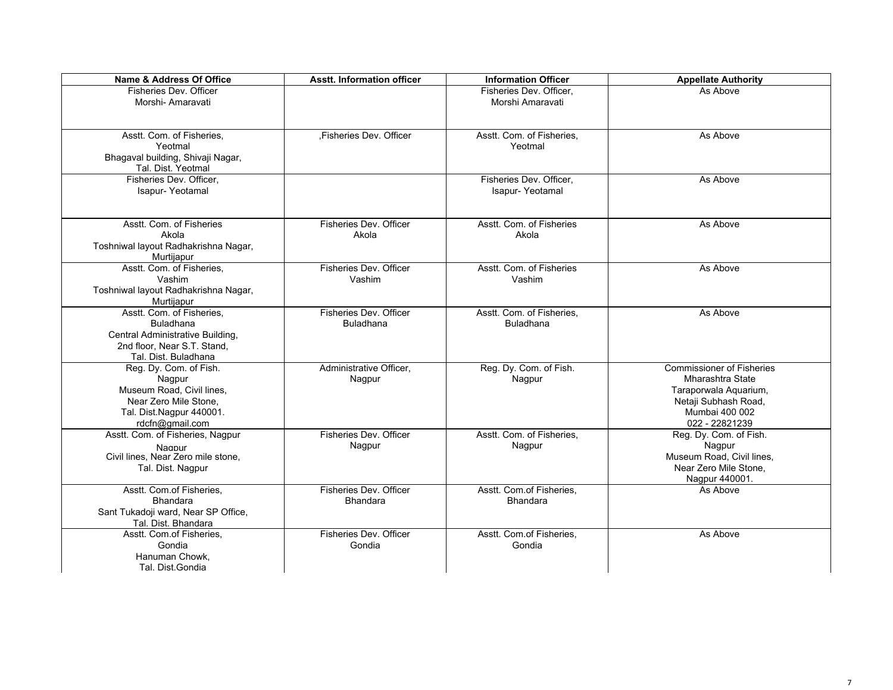| Name & Address Of Office | Asstt. Information officer | Information Officer | Appellate Authority |
|---|---|---|---|
| Fisheries Dev. Officer<br>Morshi- Amaravati | | Fisheries Dev. Officer,<br>Morshi Amaravati | As Above |
| Asstt. Com. of Fisheries,<br>Yeotmal<br>Bhagaval building, Shivaji Nagar,<br>Tal. Dist. Yeotmal | ,Fisheries Dev. Officer | Asstt. Com. of Fisheries,<br>Yeotmal | As Above |
| Fisheries Dev. Officer,<br>Isapur- Yeotamal | | Fisheries Dev. Officer,<br>Isapur- Yeotamal | As Above |
| Asstt. Com. of Fisheries<br>Akola<br>Toshniwal layout Radhakrishna Nagar,<br>Murtijapur | Fisheries Dev. Officer<br>Akola | Asstt. Com. of Fisheries<br>Akola | As Above |
| Asstt. Com. of Fisheries,<br>Vashim<br>Toshniwal layout Radhakrishna Nagar,<br>Murtijapur | Fisheries Dev. Officer<br>Vashim | Asstt. Com. of Fisheries<br>Vashim | As Above |
| Asstt. Com. of Fisheries,<br>Buladhana<br>Central Administrative Building,<br>2nd floor, Near S.T. Stand,<br>Tal. Dist. Buladhana | Fisheries Dev. Officer<br>Buladhana | Asstt. Com. of Fisheries,<br>Buladhana | As Above |
| Reg. Dy. Com. of Fish.<br>Nagpur<br>Museum Road, Civil lines,<br>Near Zero Mile Stone,<br>Tal. Dist.Nagpur 440001.<br>rdcfn@gmail.com | Administrative Officer,<br>Nagpur | Reg. Dy. Com. of Fish.<br>Nagpur | Commissioner of Fisheries<br>Mharashtra State<br>Taraporwala Aquarium,<br>Netaji Subhash Road,<br>Mumbai 400 002<br>022 - 22821239 |
| Asstt. Com. of Fisheries, Nagpur<br>Nagpur<br>Civil lines, Near Zero mile stone,<br>Tal. Dist. Nagpur | Fisheries Dev. Officer<br>Nagpur | Asstt. Com. of Fisheries,<br>Nagpur | Reg. Dy. Com. of Fish.<br>Nagpur<br>Museum Road, Civil lines,<br>Near Zero Mile Stone,<br>Nagpur 440001. |
| Asstt. Com.of Fisheries,<br>Bhandara<br>Sant Tukadoji ward, Near SP Office,<br>Tal. Dist. Bhandara | Fisheries Dev. Officer<br>Bhandara | Asstt. Com.of Fisheries,<br>Bhandara | As Above |
| Asstt. Com.of Fisheries,<br>Gondia<br>Hanuman Chowk,<br>Tal. Dist.Gondia | Fisheries Dev. Officer<br>Gondia | Asstt. Com.of Fisheries,<br>Gondia | As Above |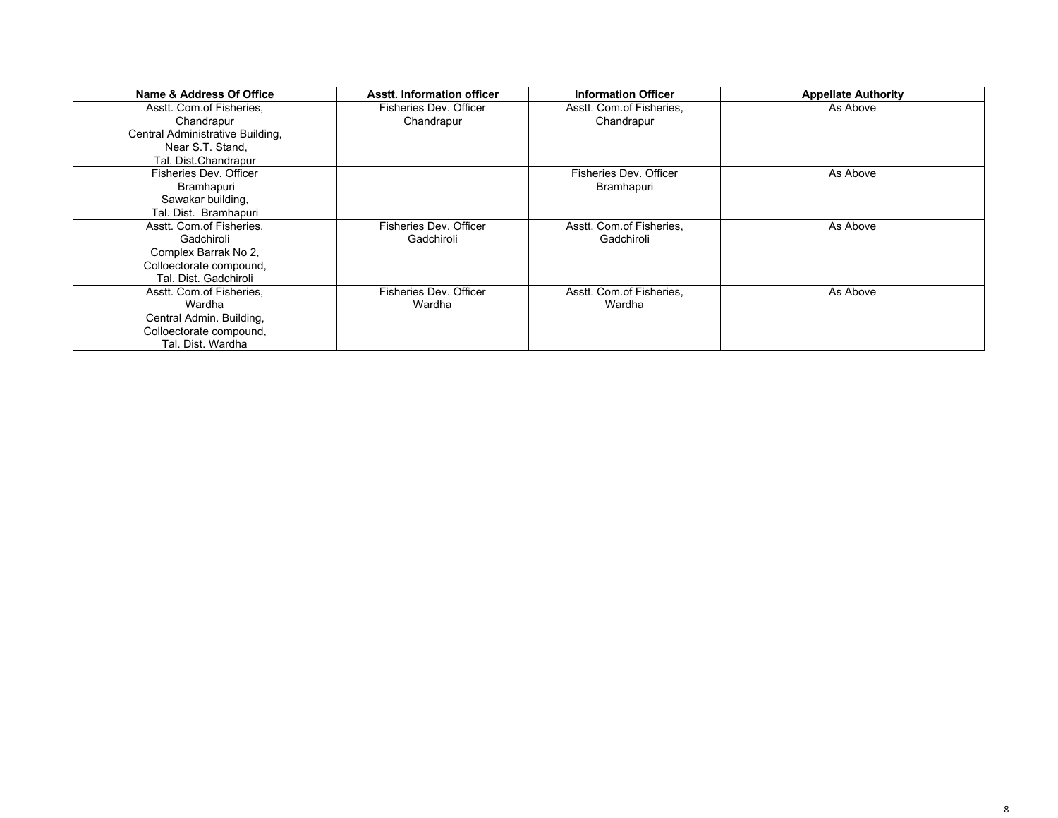| Name & Address Of Office | Asstt. Information officer | Information Officer | Appellate Authority |
|---|---|---|---|
| Asstt. Com.of Fisheries, Chandrapur Central Administrative Building, Near S.T. Stand, Tal. Dist.Chandrapur | Fisheries Dev. Officer Chandrapur | Asstt. Com.of Fisheries, Chandrapur | As Above |
| Fisheries Dev. Officer Bramhapuri Sawakar building, Tal. Dist. Bramhapuri | | Fisheries Dev. Officer Bramhapuri | As Above |
| Asstt. Com.of Fisheries, Gadchiroli Complex Barrak No 2, Colloectorate compound, Tal. Dist. Gadchiroli | Fisheries Dev. Officer Gadchiroli | Asstt. Com.of Fisheries, Gadchiroli | As Above |
| Asstt. Com.of Fisheries, Wardha Central Admin. Building, Colloectorate compound, Tal. Dist. Wardha | Fisheries Dev. Officer Wardha | Asstt. Com.of Fisheries, Wardha | As Above |